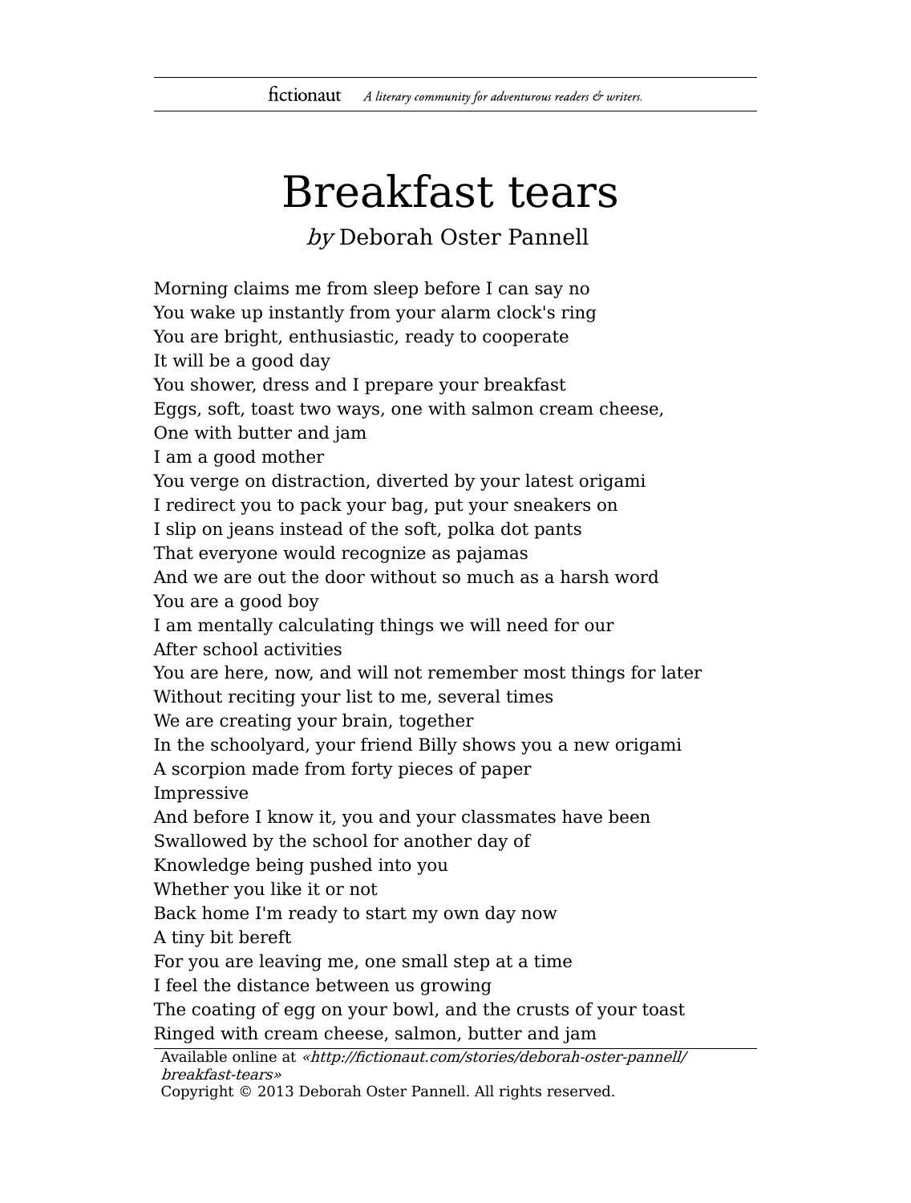# Breakfast tears

*by* Deborah Oster Pannell

Morning claims me from sleep before I can say no
You wake up instantly from your alarm clock's ring
You are bright, enthusiastic, ready to cooperate
It will be a good day
You shower, dress and I prepare your breakfast
Eggs, soft, toast two ways, one with salmon cream cheese,
One with butter and jam
I am a good mother
You verge on distraction, diverted by your latest origami
I redirect you to pack your bag, put your sneakers on
I slip on jeans instead of the soft, polka dot pants
That everyone would recognize as pajamas
And we are out the door without so much as a harsh word
You are a good boy
I am mentally calculating things we will need for our
After school activities
You are here, now, and will not remember most things for later
Without reciting your list to me, several times
We are creating your brain, together
In the schoolyard, your friend Billy shows you a new origami
A scorpion made from forty pieces of paper
Impressive
And before I know it, you and your classmates have been
Swallowed by the school for another day of
Knowledge being pushed into you
Whether you like it or not
Back home I'm ready to start my own day now
A tiny bit bereft
For you are leaving me, one small step at a time
I feel the distance between us growing
The coating of egg on your bowl, and the crusts of your toast
Ringed with cream cheese, salmon, butter and jam

Available online at *«http://fictionaut.com/stories/deborah-oster-pannell/breakfast-tears»*
Copyright © 2013 Deborah Oster Pannell. All rights reserved.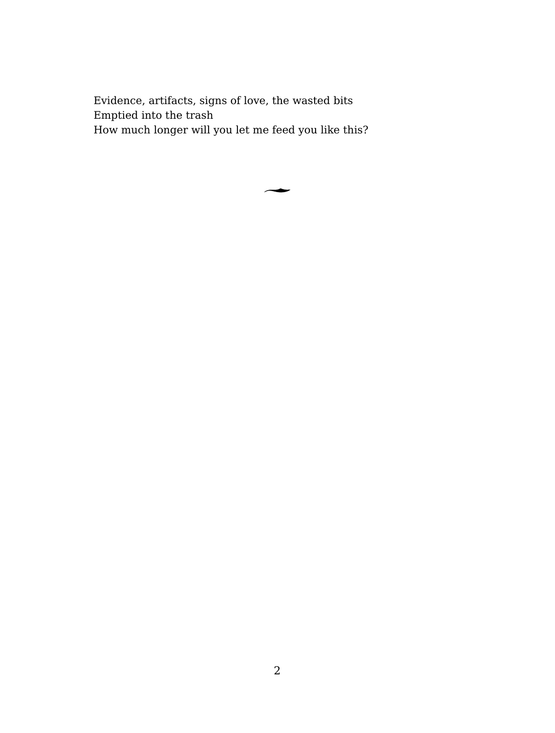Evidence, artifacts, signs of love, the wasted bits  
Emptied into the trash  
How much longer will you let me feed you like this?